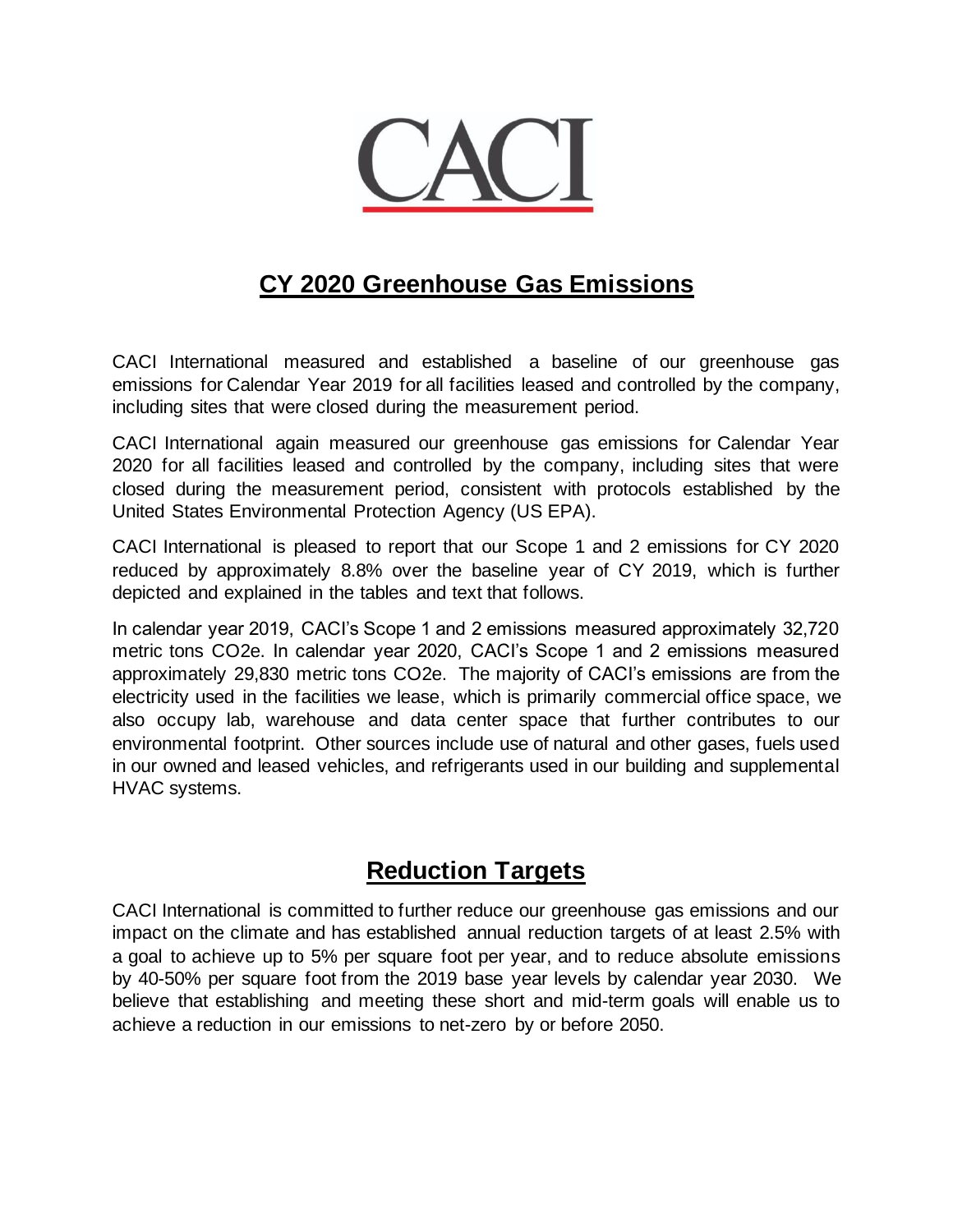# CACI

## CY 2020 Greenhouse Gas Emissions

CACI International measured and established a baseline of our greenhouse gas emissions for Calendar Year 2019 for all facilities leased and controlled by the company, including sites that were closed during the measurement period.

CACI International again measured our greenhouse gas emissions for Calendar Year 2020 for all facilities leased and controlled by the company, including sites that were closed during the measurement period, consistent with protocols established by the United States Environmental Protection Agency (US EPA).

CACI International is pleased to report that our Scope 1 and 2 emissions for CY 2020 reduced by approximately 8.8% over the baseline year of CY 2019, which is further depicted and explained in the tables and text that follows.

In calendar year 2019, CACI's Scope 1 and 2 emissions measured approximately 32,720 metric tons CO2e. In calendar year 2020, CACI's Scope 1 and 2 emissions measured approximately 29,830 metric tons CO2e. The majority of CACI's emissions are from the electricity used in the facilities we lease, which is primarily commercial office space, we also occupy lab, warehouse and data center space that further contributes to our environmental footprint. Other sources include use of natural and other gases, fuels used in our owned and leased vehicles, and refrigerants used in our building and supplemental HVAC systems.

## Reduction Targets

CACI International is committed to further reduce our greenhouse gas emissions and our impact on the climate and has established annual reduction targets of at least 2.5% with a goal to achieve up to 5% per square foot per year, and to reduce absolute emissions by 40-50% per square foot from the 2019 base year levels by calendar year 2030. We believe that establishing and meeting these short and mid-term goals will enable us to achieve a reduction in our emissions to net-zero by or before 2050.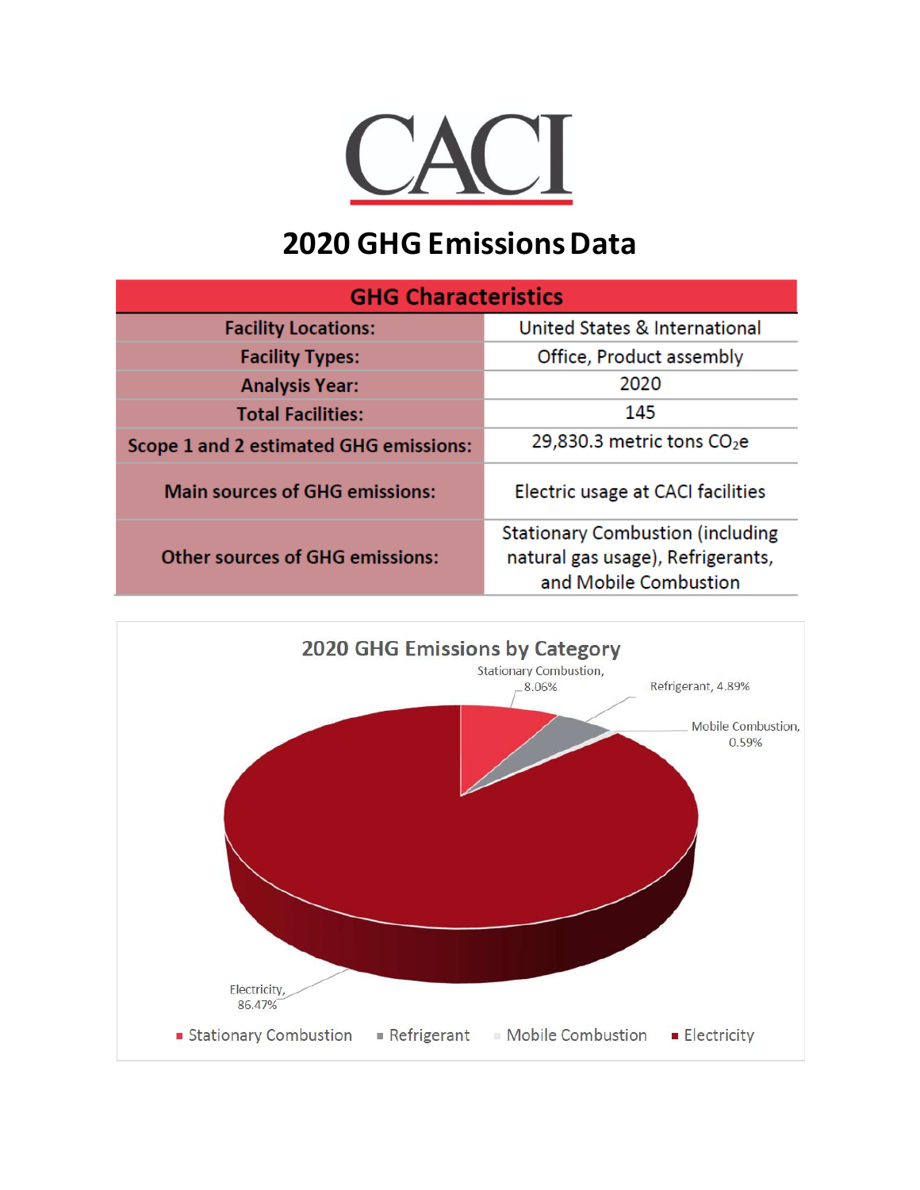# CACI

## 2020 GHG Emissions Data

| GHG Characteristics | |
|---|---|
| Facility Locations: | United States & International |
| Facility Types: | Office, Product assembly |
| Analysis Year: | 2020 |
| Total Facilities: | 145 |
| Scope 1 and 2 estimated GHG emissions: | 29,830.3 metric tons $CO_2e$ |
| Main sources of GHG emissions: | Electric usage at CACI facilities |
| Other sources of GHG emissions: | Stationary Combustion (including natural gas usage), Refrigerants, and Mobile Combustion |

**2020 GHG Emissions by Category**

- Stationary Combustion, 8.06%
- Refrigerant, 4.89%
- Mobile Combustion, 0.59%
- Electricity, 86.47%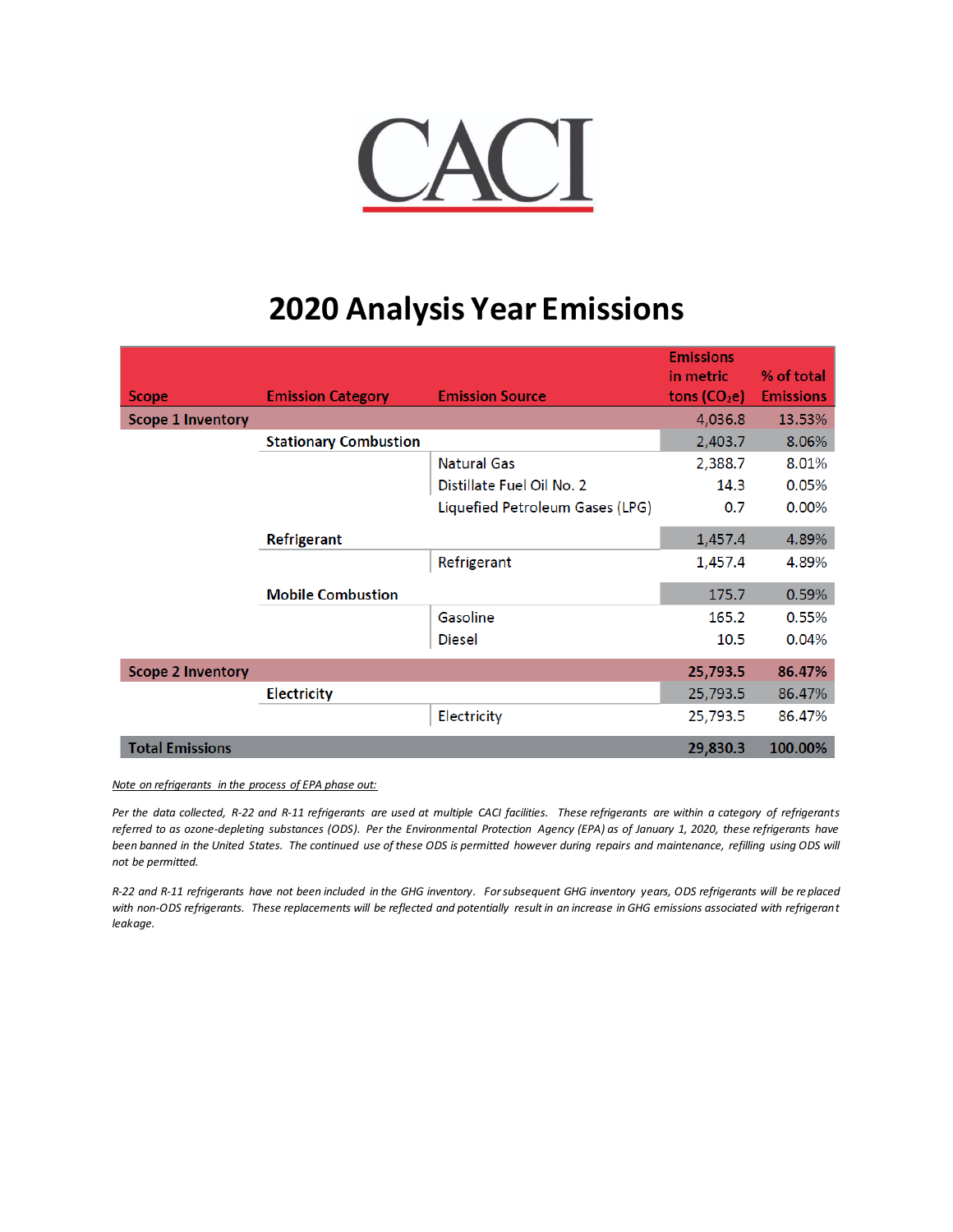CACI

# 2020 Analysis Year Emissions

| Scope | Emission Category | Emission Source | Emissions in metric tons ($CO_2e$) | % of total Emissions |
|---|---|---|---|---|
| **Scope 1 Inventory** | | | 4,036.8 | 13.53% |
| | **Stationary Combustion** | | 2,403.7 | 8.06% |
| | | Natural Gas | 2,388.7 | 8.01% |
| | | Distillate Fuel Oil No. 2 | 14.3 | 0.05% |
| | | Liquefied Petroleum Gases (LPG) | 0.7 | 0.00% |
| | **Refrigerant** | | 1,457.4 | 4.89% |
| | | Refrigerant | 1,457.4 | 4.89% |
| | **Mobile Combustion** | | 175.7 | 0.59% |
| | | Gasoline | 165.2 | 0.55% |
| | | Diesel | 10.5 | 0.04% |
| **Scope 2 Inventory** | | | **25,793.5** | **86.47%** |
| | **Electricity** | | 25,793.5 | 86.47% |
| | | Electricity | 25,793.5 | 86.47% |
| **Total Emissions** | | | **29,830.3** | **100.00%** |

*Note on refrigerants in the process of EPA phase out:*

*Per the data collected, R-22 and R-11 refrigerants are used at multiple CACI facilities. These refrigerants are within a category of refrigerants referred to as ozone-depleting substances (ODS). Per the Environmental Protection Agency (EPA) as of January 1, 2020, these refrigerants have been banned in the United States. The continued use of these ODS is permitted however during repairs and maintenance, refilling using ODS will not be permitted.*

*R-22 and R-11 refrigerants have not been included in the GHG inventory. For subsequent GHG inventory years, ODS refrigerants will be replaced with non-ODS refrigerants. These replacements will be reflected and potentially result in an increase in GHG emissions associated with refrigerant leakage.*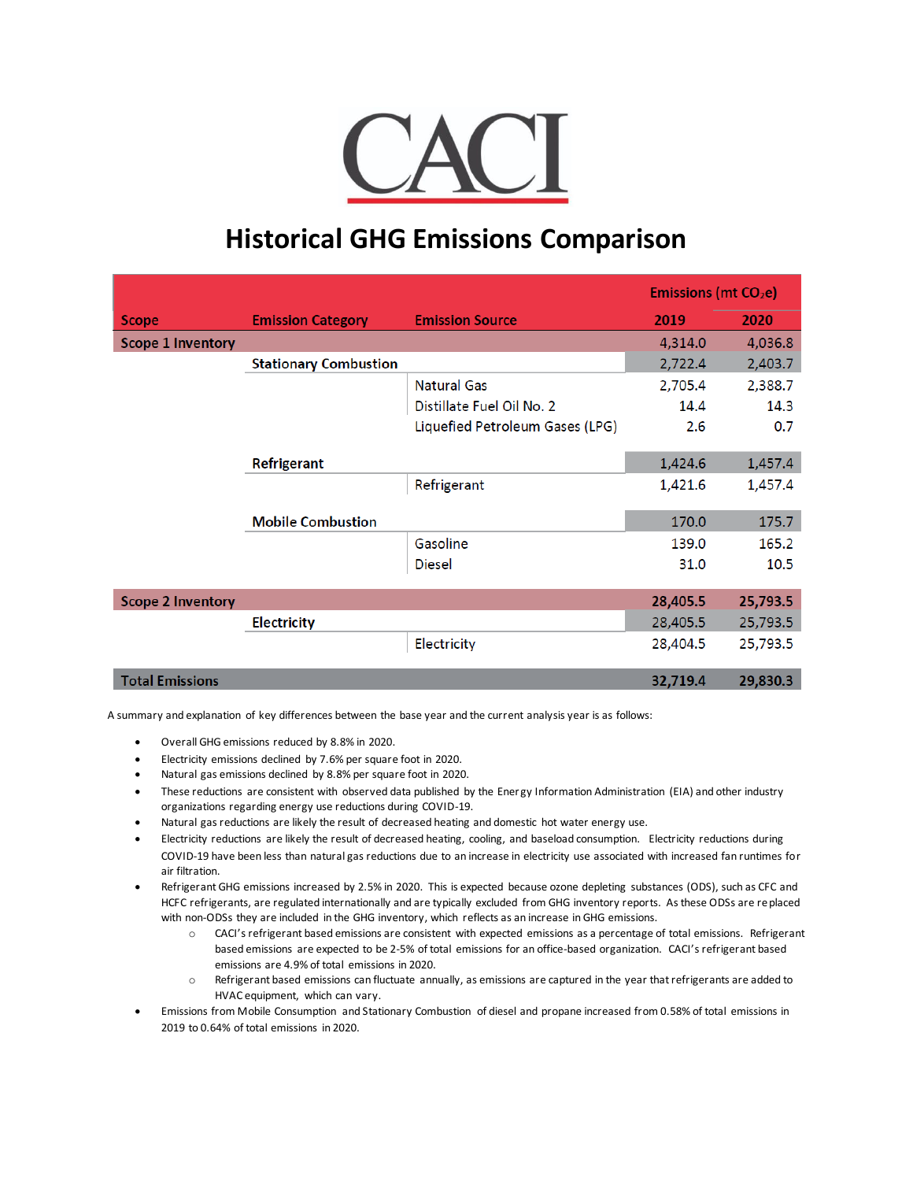CACI

# Historical GHG Emissions Comparison

| Scope | Emission Category | Emission Source | Emissions (mt $CO_2$e) 2019 | 2020 |
|---|---|---|---|---|
| **Scope 1 Inventory** | | | 4,314.0 | 4,036.8 |
| | **Stationary Combustion** | | 2,722.4 | 2,403.7 |
| | | Natural Gas | 2,705.4 | 2,388.7 |
| | | Distillate Fuel Oil No. 2 | 14.4 | 14.3 |
| | | Liquefied Petroleum Gases (LPG) | 2.6 | 0.7 |
| | **Refrigerant** | | 1,424.6 | 1,457.4 |
| | | Refrigerant | 1,421.6 | 1,457.4 |
| | **Mobile Combustion** | | 170.0 | 175.7 |
| | | Gasoline | 139.0 | 165.2 |
| | | Diesel | 31.0 | 10.5 |
| **Scope 2 Inventory** | | | **28,405.5** | **25,793.5** |
| | **Electricity** | | 28,405.5 | 25,793.5 |
| | | Electricity | 28,404.5 | 25,793.5 |
| **Total Emissions** | | | **32,719.4** | **29,830.3** |

A summary and explanation of key differences between the base year and the current analysis year is as follows:

- Overall GHG emissions reduced by 8.8% in 2020.
- Electricity emissions declined by 7.6% per square foot in 2020.
- Natural gas emissions declined by 8.8% per square foot in 2020.
- These reductions are consistent with observed data published by the Energy Information Administration (EIA) and other industry organizations regarding energy use reductions during COVID-19.
- Natural gas reductions are likely the result of decreased heating and domestic hot water energy use.
- Electricity reductions are likely the result of decreased heating, cooling, and baseload consumption. Electricity reductions during COVID-19 have been less than natural gas reductions due to an increase in electricity use associated with increased fan runtimes for air filtration.
- Refrigerant GHG emissions increased by 2.5% in 2020. This is expected because ozone depleting substances (ODS), such as CFC and HCFC refrigerants, are regulated internationally and are typically excluded from GHG inventory reports. As these ODSs are replaced with non-ODSs they are included in the GHG inventory, which reflects as an increase in GHG emissions.
    - CACI's refrigerant based emissions are consistent with expected emissions as a percentage of total emissions. Refrigerant based emissions are expected to be 2-5% of total emissions for an office-based organization. CACI's refrigerant based emissions are 4.9% of total emissions in 2020.
    - Refrigerant based emissions can fluctuate annually, as emissions are captured in the year that refrigerants are added to HVAC equipment, which can vary.
- Emissions from Mobile Consumption and Stationary Combustion of diesel and propane increased from 0.58% of total emissions in 2019 to 0.64% of total emissions in 2020.